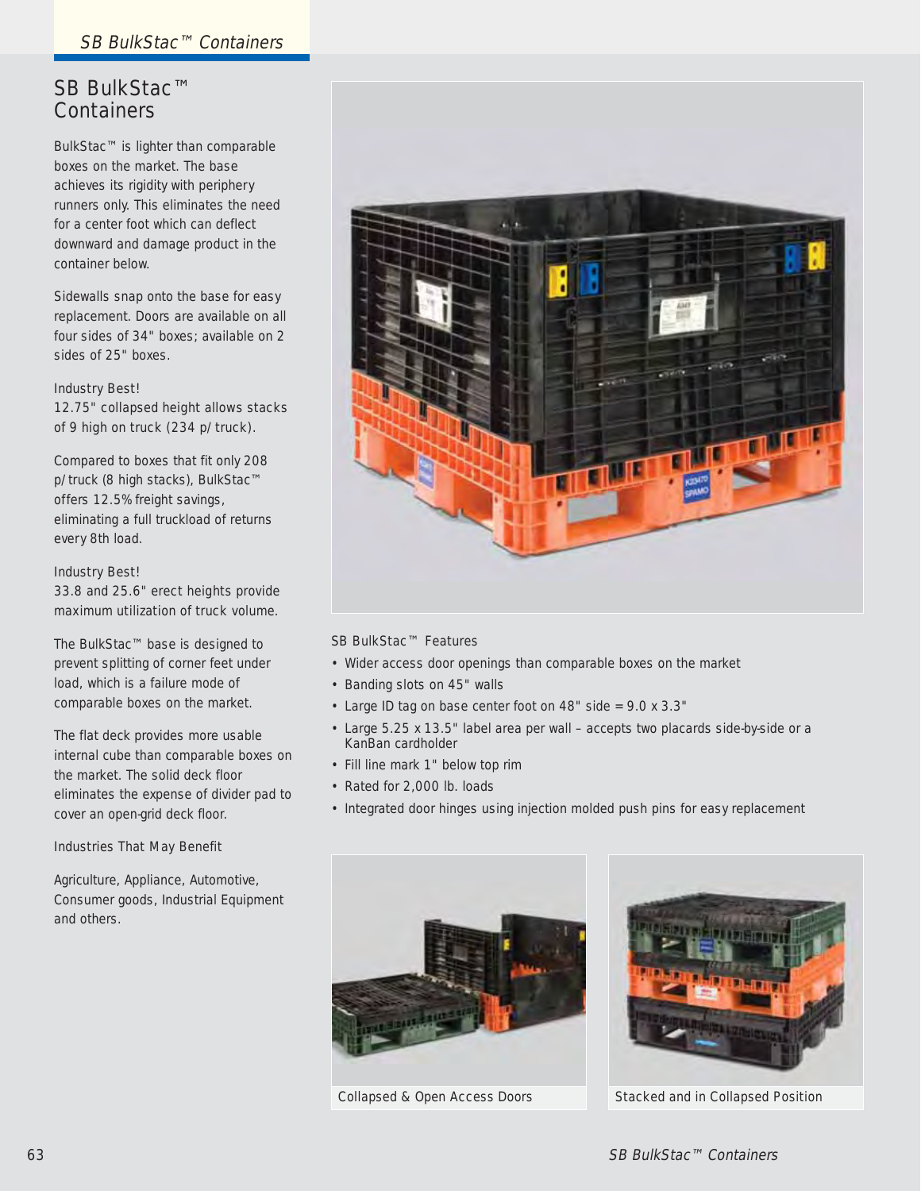# SB BulkStac™ Containers

BulkStac™ is lighter than comparable boxes on the market. The base achieves its rigidity with periphery runners only. This eliminates the need for a center foot which can deflect downward and damage product in the container below.

Sidewalls snap onto the base for easy replacement. Doors are available on all four sides of 34" boxes; available on 2 sides of 25" boxes.

Industry Best!
12.75" collapsed height allows stacks of 9 high on truck (234 p/truck).

Compared to boxes that fit only 208 p/truck (8 high stacks), BulkStac™ offers 12.5% freight savings, eliminating a full truckload of returns every 8th load.

Industry Best!
33.8 and 25.6" erect heights provide maximum utilization of truck volume.

The BulkStac™ base is designed to prevent splitting of corner feet under load, which is a failure mode of comparable boxes on the market.

The flat deck provides more usable internal cube than comparable boxes on the market. The solid deck floor eliminates the expense of divider pad to cover an open-grid deck floor.

Industries That May Benefit

Agriculture, Appliance, Automotive, Consumer goods, Industrial Equipment and others.

SB BulkStac™ Features

- Wider access door openings than comparable boxes on the market
- Banding slots on 45" walls
- Large ID tag on base center foot on 48" side = 9.0 x 3.3"
- Large 5.25 x 13.5" label area per wall – accepts two placards side-by-side or a KanBan cardholder
- Fill line mark 1" below top rim
- Rated for 2,000 lb. loads
- Integrated door hinges using injection molded push pins for easy replacement

Collapsed & Open Access Doors

Stacked and in Collapsed Position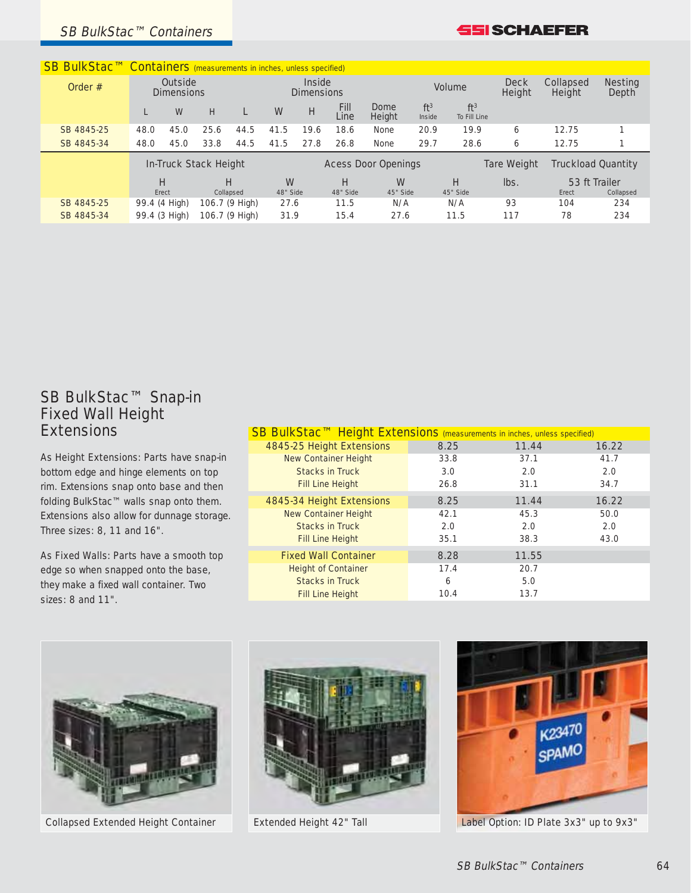## SB BulkStac™ Containers (measurements in inches, unless specified)

| Order # | Outside Dimensions | | | Inside Dimensions | | | | | Volume | | Deck Height | Collapsed Height | Nesting Depth |
|---|---|---|---|---|---|---|---|---|---|---|---|---|---|
| | L | W | H | L | W | H | Fill Line | Dome Height | ft³ Inside | ft³ To Fill Line | | | |
| SB 4845-25 | 48.0 | 45.0 | 25.6 | 44.5 | 41.5 | 19.6 | 18.6 | None | 20.9 | 19.9 | 6 | 12.75 | 1 |
| SB 4845-34 | 48.0 | 45.0 | 33.8 | 44.5 | 41.5 | 27.8 | 26.8 | None | 29.7 | 28.6 | 6 | 12.75 | 1 |

| | In-Truck Stack Height | | Acess Door Openings | | | | Tare Weight | Truckload Quantity | |
|---|---|---|---|---|---|---|---|---|---|
| | H Erect | H Collapsed | W 48" Side | H 48" Side | W 45" Side | H 45" Side | lbs. | 53 ft Trailer Erect | 53 ft Trailer Collapsed |
| SB 4845-25 | 99.4 (4 High) | 106.7 (9 High) | 27.6 | 11.5 | N/A | N/A | 93 | 104 | 234 |
| SB 4845-34 | 99.4 (3 High) | 106.7 (9 High) | 31.9 | 15.4 | 27.6 | 11.5 | 117 | 78 | 234 |

## SB BulkStac™ Snap-in Fixed Wall Height Extensions

As Height Extensions: Parts have snap-in bottom edge and hinge elements on top rim. Extensions snap onto base and then folding BulkStac™ walls snap onto them. Extensions also allow for dunnage storage. Three sizes: 8, 11 and 16".

As Fixed Walls: Parts have a smooth top edge so when snapped onto the base, they make a fixed wall container. Two sizes: 8 and 11".

### SB BulkStac™ Height Extensions (measurements in inches, unless specified)

| 4845-25 Height Extensions | 8.25 | 11.44 | 16.22 |
|---|---|---|---|
| New Container Height | 33.8 | 37.1 | 41.7 |
| Stacks in Truck | 3.0 | 2.0 | 2.0 |
| Fill Line Height | 26.8 | 31.1 | 34.7 |
| **4845-34 Height Extensions** | **8.25** | **11.44** | **16.22** |
| New Container Height | 42.1 | 45.3 | 50.0 |
| Stacks in Truck | 2.0 | 2.0 | 2.0 |
| Fill Line Height | 35.1 | 38.3 | 43.0 |
| **Fixed Wall Container** | **8.28** | **11.55** | |
| Height of Container | 17.4 | 20.7 | |
| Stacks in Truck | 6 | 5.0 | |
| Fill Line Height | 10.4 | 13.7 | |

Collapsed Extended Height Container

Extended Height 42" Tall

Label Option: ID Plate 3x3" up to 9x3"